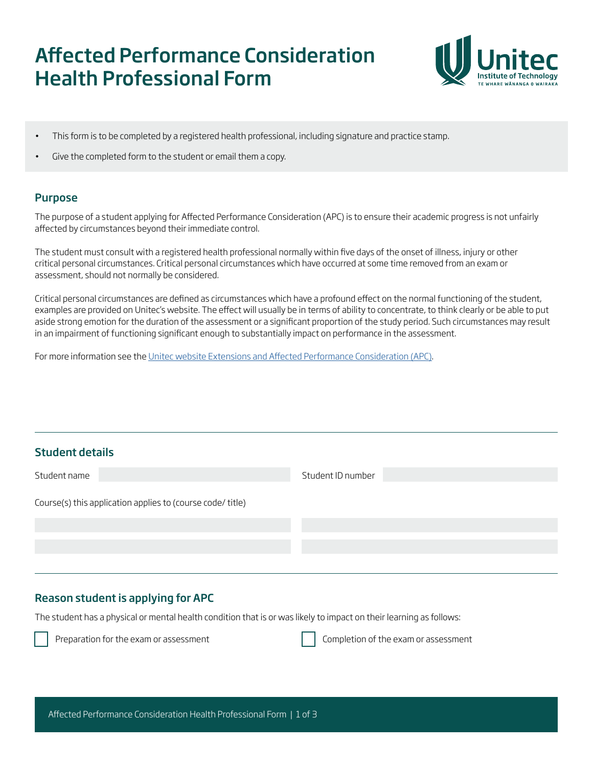# Affected Performance Consideration Health Professional Form

- This form is to be completed by a registered health professional, including signature and practice stamp.
- Give the completed form to the student or email them a copy.

## Purpose

The purpose of a student applying for Affected Performance Consideration (APC) is to ensure their academic progress is not unfairly affected by circumstances beyond their immediate control.

The student must consult with a registered health professional normally within five days of the onset of illness, injury or other critical personal circumstances. Critical personal circumstances which have occurred at some time removed from an exam or assessment, should not normally be considered.

Critical personal circumstances are defined as circumstances which have a profound effect on the normal functioning of the student, examples are provided on Unitec's website. The effect will usually be in terms of ability to concentrate, to think clearly or be able to put aside strong emotion for the duration of the assessment or a significant proportion of the study period. Such circumstances may result in an impairment of functioning significant enough to substantially impact on performance in the assessment.

For more information see the Unitec website Extensions and Affected Performance Consideration (APC).

## Student details

Student name ____________________ Student ID number ____________________

Course(s) this application applies to (course code/ title)

____________________ ____________________

____________________ ____________________

## Reason student is applying for APC

The student has a physical or mental health condition that is or was likely to impact on their learning as follows:

☐ Preparation for the exam or assessment

☐ Completion of the exam or assessment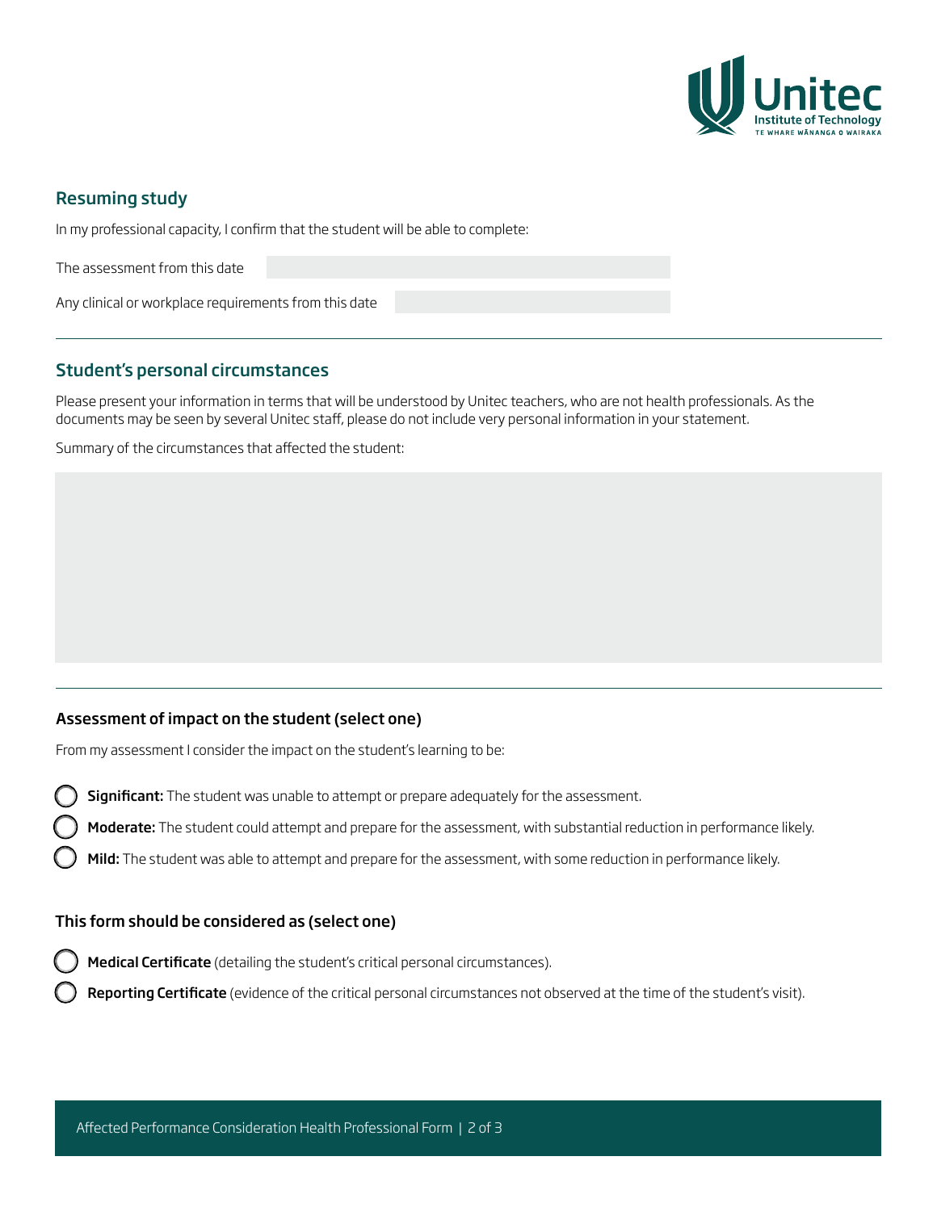## Resuming study

In my professional capacity, I confirm that the student will be able to complete:

The assessment from this date

Any clinical or workplace requirements from this date

## Student's personal circumstances

Please present your information in terms that will be understood by Unitec teachers, who are not health professionals. As the documents may be seen by several Unitec staff, please do not include very personal information in your statement.

Summary of the circumstances that affected the student:

### Assessment of impact on the student (select one)

From my assessment I consider the impact on the student's learning to be:

- ◯ **Significant:** The student was unable to attempt or prepare adequately for the assessment.
- ◯ **Moderate:** The student could attempt and prepare for the assessment, with substantial reduction in performance likely.
- ◯ **Mild:** The student was able to attempt and prepare for the assessment, with some reduction in performance likely.

### This form should be considered as (select one)

- ◯ **Medical Certificate** (detailing the student's critical personal circumstances).
- ◯ **Reporting Certificate** (evidence of the critical personal circumstances not observed at the time of the student's visit).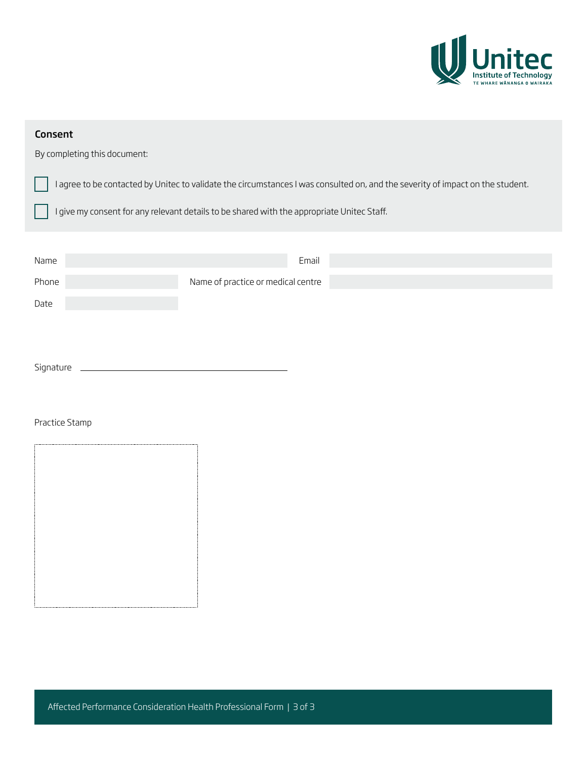## Consent

By completing this document:

- [ ] I agree to be contacted by Unitec to validate the circumstances I was consulted on, and the severity of impact on the student.
- [ ] I give my consent for any relevant details to be shared with the appropriate Unitec Staff.

Name _______________ Email _______________

Phone _______________ Name of practice or medical centre _______________

Date _______________

Signature _______________

Practice Stamp